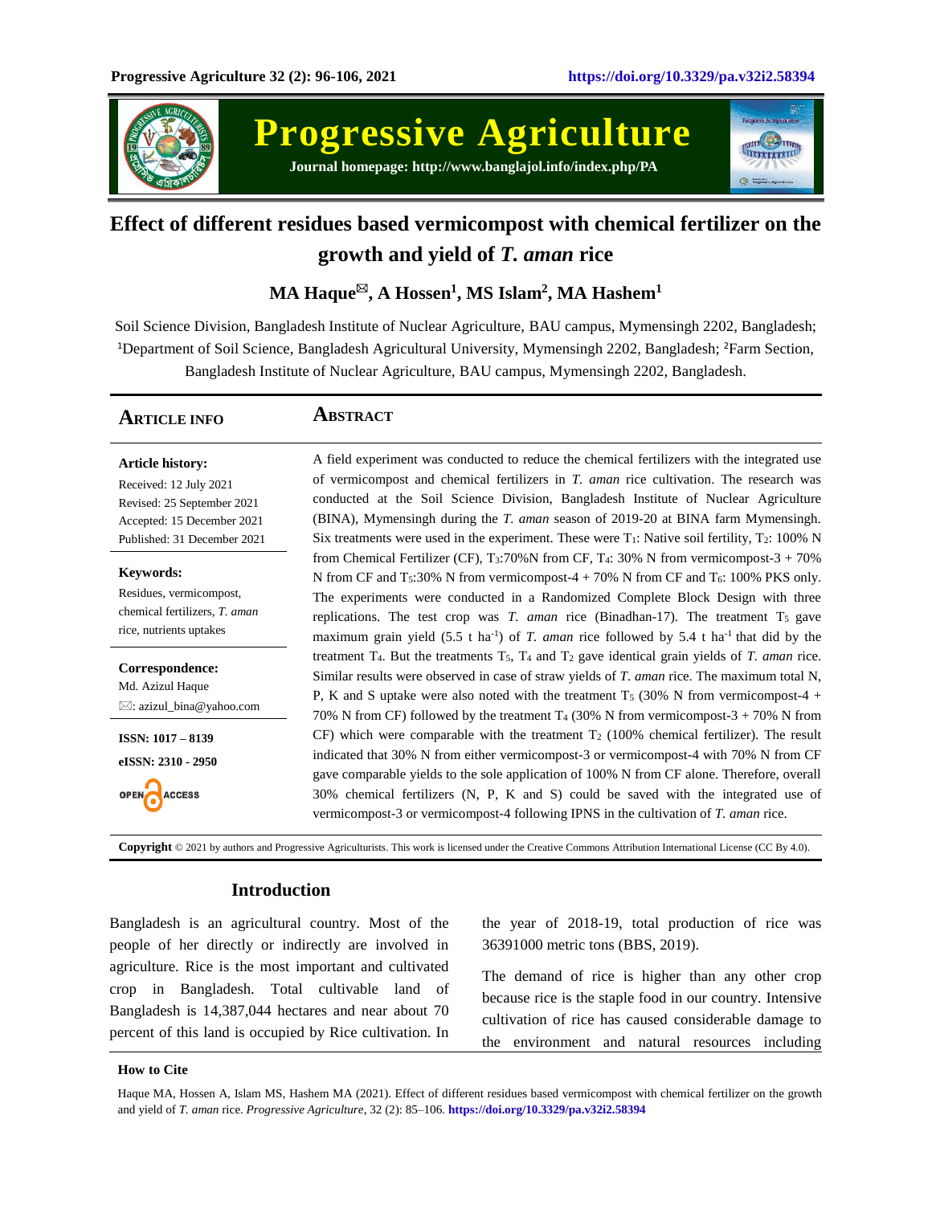# Effect of different residues based vermicompost with chemical fertilizer on the growth and yield of *T. aman* rice

**MA Haque✉, A Hossen[1], MS Islam[2], MA Hashem[1]**

Soil Science Division, Bangladesh Institute of Nuclear Agriculture, BAU campus, Mymensingh 2202, Bangladesh; [1]Department of Soil Science, Bangladesh Agricultural University, Mymensingh 2202, Bangladesh; [2]Farm Section, Bangladesh Institute of Nuclear Agriculture, BAU campus, Mymensingh 2202, Bangladesh.

## Article Info

**Article history:**
Received: 12 July 2021
Revised: 25 September 2021
Accepted: 15 December 2021
Published: 31 December 2021

**Keywords:**
Residues, vermicompost, chemical fertilizers, *T. aman* rice, nutrients uptakes

**Correspondence:**
Md. Azizul Haque
✉: azizul_bina@yahoo.com

**ISSN: 1017 – 8139**
**eISSN: 2310 - 2950**

OPEN ACCESS

## Abstract

A field experiment was conducted to reduce the chemical fertilizers with the integrated use of vermicompost and chemical fertilizers in *T. aman* rice cultivation. The research was conducted at the Soil Science Division, Bangladesh Institute of Nuclear Agriculture (BINA), Mymensingh during the *T. aman* season of 2019-20 at BINA farm Mymensingh. Six treatments were used in the experiment. These were $T_1$: Native soil fertility, $T_2$: 100% N from Chemical Fertilizer (CF), $T_3$:70%N from CF, $T_4$: 30% N from vermicompost-3 + 70% N from CF and $T_5$:30% N from vermicompost-4 + 70% N from CF and $T_6$: 100% PKS only. The experiments were conducted in a Randomized Complete Block Design with three replications. The test crop was *T. aman* rice (Binadhan-17). The treatment $T_5$ gave maximum grain yield (5.5 t ha$^{-1}$) of *T. aman* rice followed by 5.4 t ha$^{-1}$ that did by the treatment $T_4$. But the treatments $T_5$, $T_4$ and $T_2$ gave identical grain yields of *T. aman* rice. Similar results were observed in case of straw yields of *T. aman* rice. The maximum total N, P, K and S uptake were also noted with the treatment $T_5$ (30% N from vermicompost-4 + 70% N from CF) followed by the treatment $T_4$ (30% N from vermicompost-3 + 70% N from CF) which were comparable with the treatment $T_2$ (100% chemical fertilizer). The result indicated that 30% N from either vermicompost-3 or vermicompost-4 with 70% N from CF gave comparable yields to the sole application of 100% N from CF alone. Therefore, overall 30% chemical fertilizers (N, P, K and S) could be saved with the integrated use of vermicompost-3 or vermicompost-4 following IPNS in the cultivation of *T. aman* rice.

**Copyright** © 2021 by authors and Progressive Agriculturists. This work is licensed under the Creative Commons Attribution International License (CC By 4.0).

## Introduction

Bangladesh is an agricultural country. Most of the people of her directly or indirectly are involved in agriculture. Rice is the most important and cultivated crop in Bangladesh. Total cultivable land of Bangladesh is 14,387,044 hectares and near about 70 percent of this land is occupied by Rice cultivation. In the year of 2018-19, total production of rice was 36391000 metric tons (BBS, 2019).

The demand of rice is higher than any other crop because rice is the staple food in our country. Intensive cultivation of rice has caused considerable damage to the environment and natural resources including

**How to Cite**

Haque MA, Hossen A, Islam MS, Hashem MA (2021). Effect of different residues based vermicompost with chemical fertilizer on the growth and yield of *T. aman* rice. *Progressive Agriculture*, 32 (2): 85–106. https://doi.org/10.3329/pa.v32i2.58394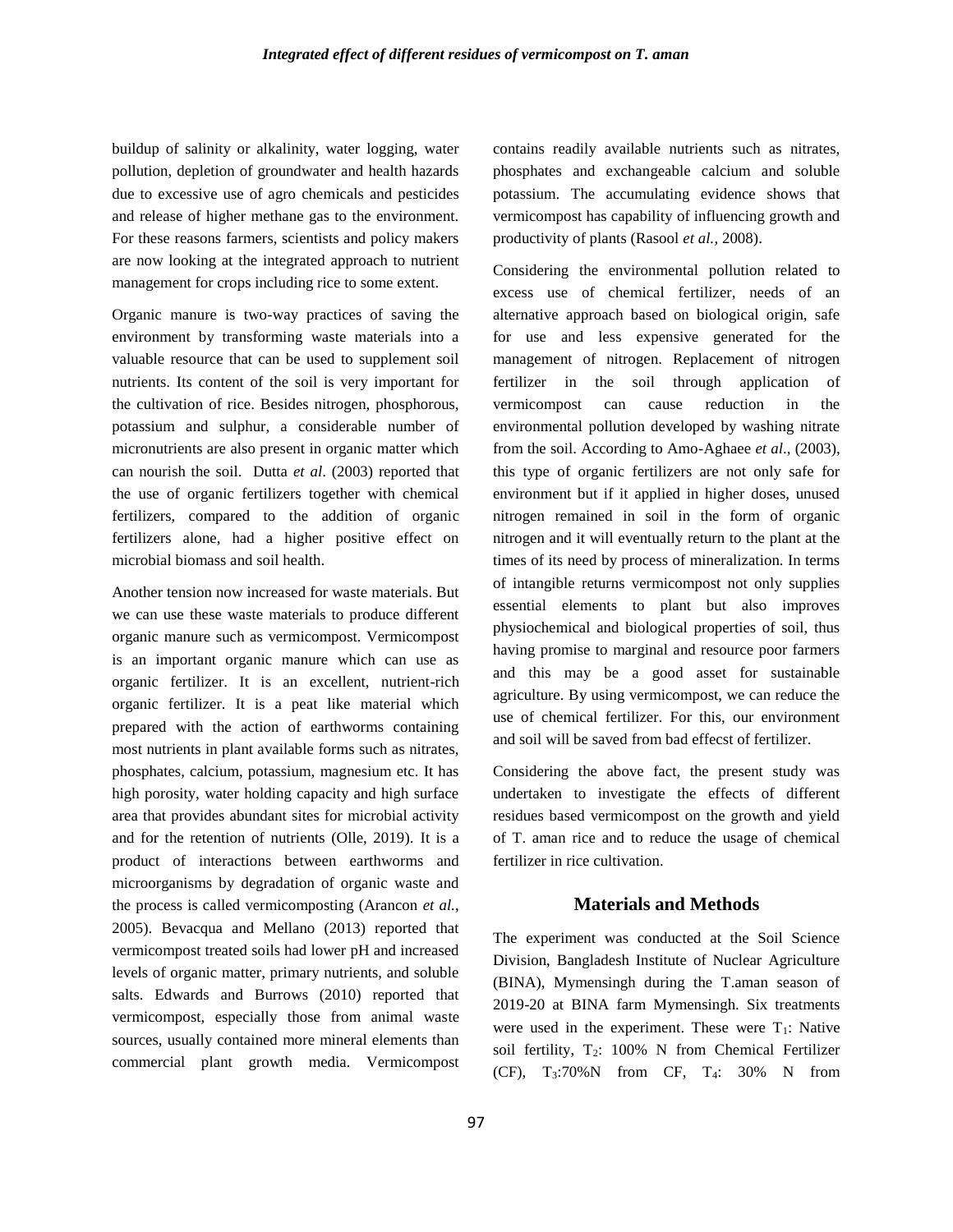buildup of salinity or alkalinity, water logging, water pollution, depletion of groundwater and health hazards due to excessive use of agro chemicals and pesticides and release of higher methane gas to the environment. For these reasons farmers, scientists and policy makers are now looking at the integrated approach to nutrient management for crops including rice to some extent.

Organic manure is two-way practices of saving the environment by transforming waste materials into a valuable resource that can be used to supplement soil nutrients. Its content of the soil is very important for the cultivation of rice. Besides nitrogen, phosphorous, potassium and sulphur, a considerable number of micronutrients are also present in organic matter which can nourish the soil. Dutta *et al*. (2003) reported that the use of organic fertilizers together with chemical fertilizers, compared to the addition of organic fertilizers alone, had a higher positive effect on microbial biomass and soil health.

Another tension now increased for waste materials. But we can use these waste materials to produce different organic manure such as vermicompost. Vermicompost is an important organic manure which can use as organic fertilizer. It is an excellent, nutrient-rich organic fertilizer. It is a peat like material which prepared with the action of earthworms containing most nutrients in plant available forms such as nitrates, phosphates, calcium, potassium, magnesium etc. It has high porosity, water holding capacity and high surface area that provides abundant sites for microbial activity and for the retention of nutrients (Olle, 2019). It is a product of interactions between earthworms and microorganisms by degradation of organic waste and the process is called vermicomposting (Arancon *et al.*, 2005). Bevacqua and Mellano (2013) reported that vermicompost treated soils had lower pH and increased levels of organic matter, primary nutrients, and soluble salts. Edwards and Burrows (2010) reported that vermicompost, especially those from animal waste sources, usually contained more mineral elements than commercial plant growth media. Vermicompost contains readily available nutrients such as nitrates, phosphates and exchangeable calcium and soluble potassium. The accumulating evidence shows that vermicompost has capability of influencing growth and productivity of plants (Rasool *et al.*, 2008).

Considering the environmental pollution related to excess use of chemical fertilizer, needs of an alternative approach based on biological origin, safe for use and less expensive generated for the management of nitrogen. Replacement of nitrogen fertilizer in the soil through application of vermicompost can cause reduction in the environmental pollution developed by washing nitrate from the soil. According to Amo-Aghaee *et al*., (2003), this type of organic fertilizers are not only safe for environment but if it applied in higher doses, unused nitrogen remained in soil in the form of organic nitrogen and it will eventually return to the plant at the times of its need by process of mineralization. In terms of intangible returns vermicompost not only supplies essential elements to plant but also improves physiochemical and biological properties of soil, thus having promise to marginal and resource poor farmers and this may be a good asset for sustainable agriculture. By using vermicompost, we can reduce the use of chemical fertilizer. For this, our environment and soil will be saved from bad effecst of fertilizer.

Considering the above fact, the present study was undertaken to investigate the effects of different residues based vermicompost on the growth and yield of T. aman rice and to reduce the usage of chemical fertilizer in rice cultivation.

## Materials and Methods

The experiment was conducted at the Soil Science Division, Bangladesh Institute of Nuclear Agriculture (BINA), Mymensingh during the T.aman season of 2019-20 at BINA farm Mymensingh. Six treatments were used in the experiment. These were $T_1$: Native soil fertility, $T_2$: 100% N from Chemical Fertilizer (CF), $T_3$:70%N from CF, $T_4$: 30% N from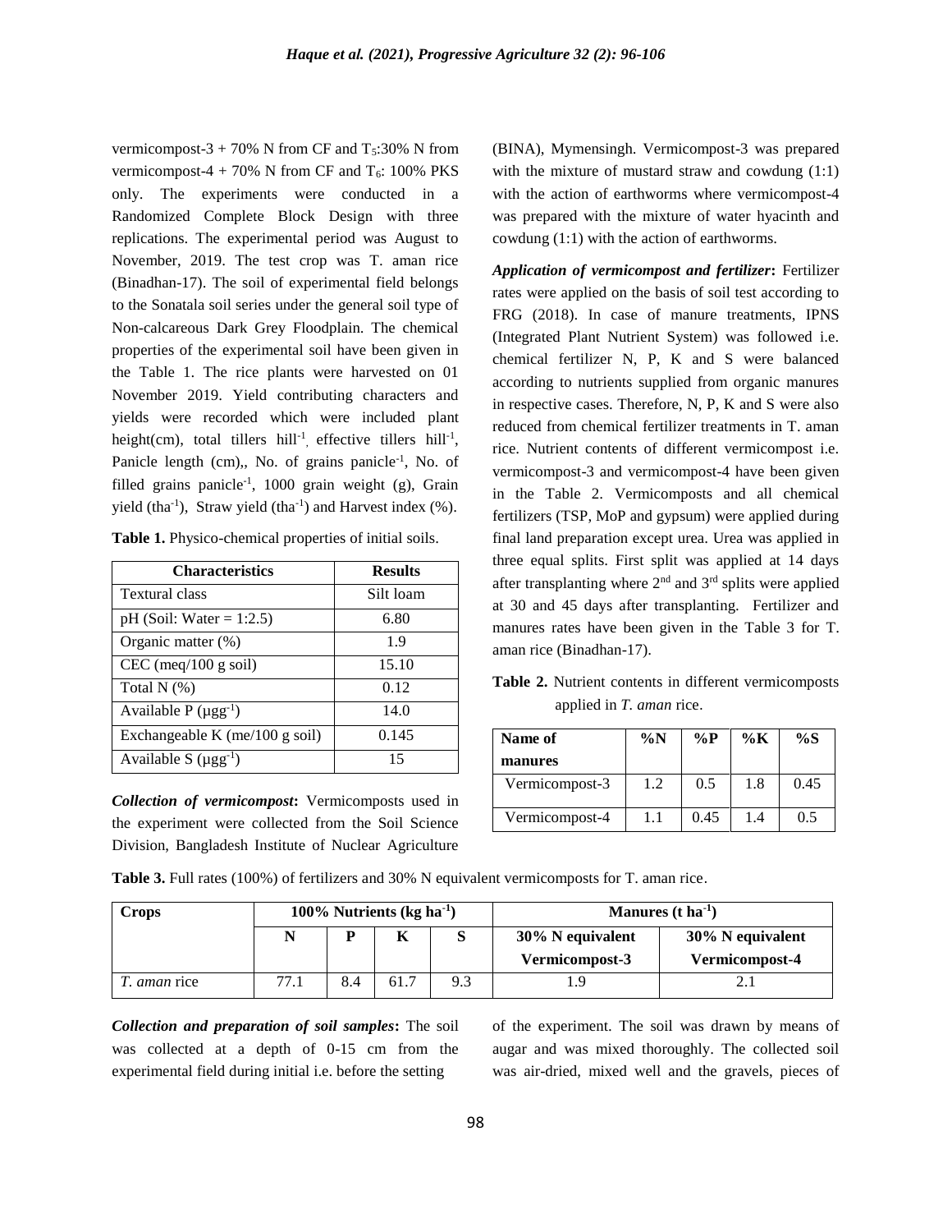vermicompost-3 + 70% N from CF and $T_5$:30% N from vermicompost-4 + 70% N from CF and $T_6$: 100% PKS only. The experiments were conducted in a Randomized Complete Block Design with three replications. The experimental period was August to November, 2019. The test crop was T. aman rice (Binadhan-17). The soil of experimental field belongs to the Sonatala soil series under the general soil type of Non-calcareous Dark Grey Floodplain. The chemical properties of the experimental soil have been given in the Table 1. The rice plants were harvested on 01 November 2019. Yield contributing characters and yields were recorded which were included plant height(cm), total tillers hill$^{-1}$, effective tillers hill$^{-1}$, Panicle length (cm),, No. of grains panicle$^{-1}$, No. of filled grains panicle$^{-1}$, 1000 grain weight (g), Grain yield (tha$^{-1}$), Straw yield (tha$^{-1}$) and Harvest index (%).

**Table 1.** Physico-chemical properties of initial soils.

| Characteristics | Results |
|---|---|
| Textural class | Silt loam |
| pH (Soil: Water = 1:2.5) | 6.80 |
| Organic matter (%) | 1.9 |
| CEC (meq/100 g soil) | 15.10 |
| Total N (%) | 0.12 |
| Available P (μgg$^{-1}$) | 14.0 |
| Exchangeable K (me/100 g soil) | 0.145 |
| Available S (μgg$^{-1}$) | 15 |

***Collection of vermicompost*:** Vermicomposts used in the experiment were collected from the Soil Science Division, Bangladesh Institute of Nuclear Agriculture (BINA), Mymensingh. Vermicompost-3 was prepared with the mixture of mustard straw and cowdung (1:1) with the action of earthworms where vermicompost-4 was prepared with the mixture of water hyacinth and cowdung (1:1) with the action of earthworms.

***Application of vermicompost and fertilizer*:** Fertilizer rates were applied on the basis of soil test according to FRG (2018). In case of manure treatments, IPNS (Integrated Plant Nutrient System) was followed i.e. chemical fertilizer N, P, K and S were balanced according to nutrients supplied from organic manures in respective cases. Therefore, N, P, K and S were also reduced from chemical fertilizer treatments in T. aman rice. Nutrient contents of different vermicompost i.e. vermicompost-3 and vermicompost-4 have been given in the Table 2. Vermicomposts and all chemical fertilizers (TSP, MoP and gypsum) were applied during final land preparation except urea. Urea was applied in three equal splits. First split was applied at 14 days after transplanting where 2$^{nd}$ and 3$^{rd}$ splits were applied at 30 and 45 days after transplanting. Fertilizer and manures rates have been given in the Table 3 for T. aman rice (Binadhan-17).

**Table 2.** Nutrient contents in different vermicomposts applied in *T. aman* rice.

| Name of manures | %N | %P | %K | %S |
|---|---|---|---|---|
| Vermicompost-3 | 1.2 | 0.5 | 1.8 | 0.45 |
| Vermicompost-4 | 1.1 | 0.45 | 1.4 | 0.5 |

**Table 3.** Full rates (100%) of fertilizers and 30% N equivalent vermicomposts for T. aman rice.

| Crops | 100% Nutrients (kg ha$^{-1}$) | | | | Manures (t ha$^{-1}$) | |
|---|---|---|---|---|---|---|
| | N | P | K | S | 30% N equivalent Vermicompost-3 | 30% N equivalent Vermicompost-4 |
| *T. aman* rice | 77.1 | 8.4 | 61.7 | 9.3 | 1.9 | 2.1 |

***Collection and preparation of soil samples*:** The soil was collected at a depth of 0-15 cm from the experimental field during initial i.e. before the setting of the experiment. The soil was drawn by means of augar and was mixed thoroughly. The collected soil was air-dried, mixed well and the gravels, pieces of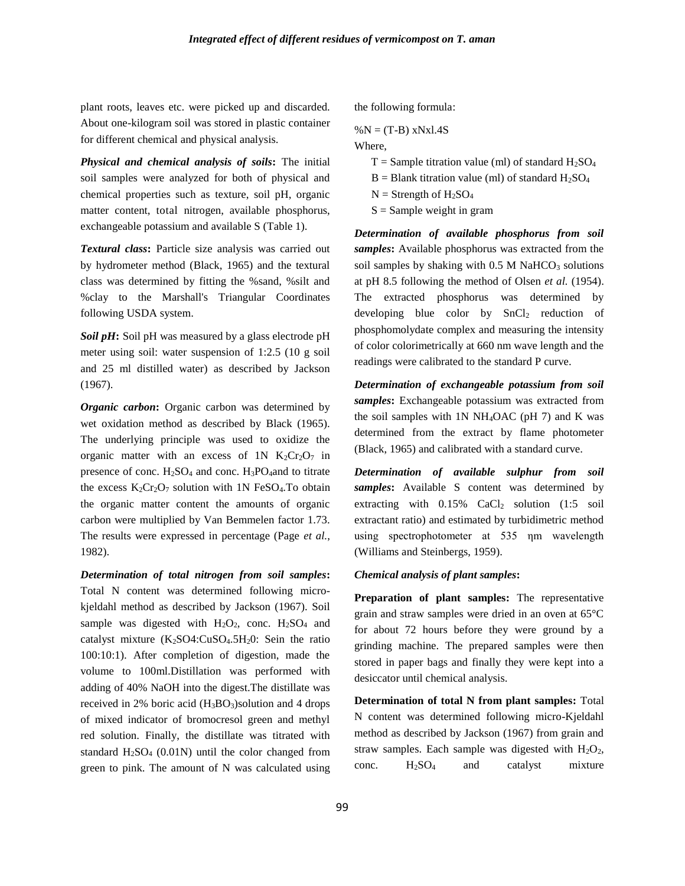plant roots, leaves etc. were picked up and discarded. About one-kilogram soil was stored in plastic container for different chemical and physical analysis.

***Physical and chemical analysis of soils*:** The initial soil samples were analyzed for both of physical and chemical properties such as texture, soil pH, organic matter content, total nitrogen, available phosphorus, exchangeable potassium and available S (Table 1).

***Textural class*:** Particle size analysis was carried out by hydrometer method (Black, 1965) and the textural class was determined by fitting the %sand, %silt and %clay to the Marshall's Triangular Coordinates following USDA system.

***Soil pH*:** Soil pH was measured by a glass electrode pH meter using soil: water suspension of 1:2.5 (10 g soil and 25 ml distilled water) as described by Jackson (1967).

***Organic carbon*:** Organic carbon was determined by wet oxidation method as described by Black (1965). The underlying principle was used to oxidize the organic matter with an excess of 1N $K_2Cr_2O_7$ in presence of conc. $H_2SO_4$ and conc. $H_3PO_4$and to titrate the excess $K_2Cr_2O_7$ solution with 1N $FeSO_4$.To obtain the organic matter content the amounts of organic carbon were multiplied by Van Bemmelen factor 1.73. The results were expressed in percentage (Page *et al.*, 1982).

***Determination of total nitrogen from soil samples*:** Total N content was determined following micro-kjeldahl method as described by Jackson (1967). Soil sample was digested with $H_2O_2$, conc. $H_2SO_4$ and catalyst mixture ($K_2SO4$:$CuSO_4.5H_20$: Sein the ratio 100:10:1). After completion of digestion, made the volume to 100ml.Distillation was performed with adding of 40% NaOH into the digest.The distillate was received in 2% boric acid ($H_3BO_3$)solution and 4 drops of mixed indicator of bromocresol green and methyl red solution. Finally, the distillate was titrated with standard $H_2SO_4$ (0.01N) until the color changed from green to pink. The amount of N was calculated using the following formula:

%N = (T-B) xNxl.4S

Where,

T = Sample titration value (ml) of standard $H_2SO_4$

B = Blank titration value (ml) of standard $H_2SO_4$

N = Strength of $H_2SO_4$

S = Sample weight in gram

***Determination of available phosphorus from soil samples*:** Available phosphorus was extracted from the soil samples by shaking with 0.5 M $NaHCO_3$ solutions at pH 8.5 following the method of Olsen *et al.* (1954). The extracted phosphorus was determined by developing blue color by $SnCl_2$ reduction of phosphomolydate complex and measuring the intensity of color colorimetrically at 660 nm wave length and the readings were calibrated to the standard P curve.

***Determination of exchangeable potassium from soil samples*:** Exchangeable potassium was extracted from the soil samples with 1N $NH_4OAC$ (pH 7) and K was determined from the extract by flame photometer (Black, 1965) and calibrated with a standard curve.

***Determination of available sulphur from soil samples*:** Available S content was determined by extracting with 0.15% $CaCl_2$ solution (1:5 soil extractant ratio) and estimated by turbidimetric method using spectrophotometer at 535 ηm wavelength (Williams and Steinbergs, 1959).

***Chemical analysis of plant samples*:**

**Preparation of plant samples:** The representative grain and straw samples were dried in an oven at 65°C for about 72 hours before they were ground by a grinding machine. The prepared samples were then stored in paper bags and finally they were kept into a desiccator until chemical analysis.

**Determination of total N from plant samples:** Total N content was determined following micro-Kjeldahl method as described by Jackson (1967) from grain and straw samples. Each sample was digested with $H_2O_2$, conc. $H_2SO_4$ and catalyst mixture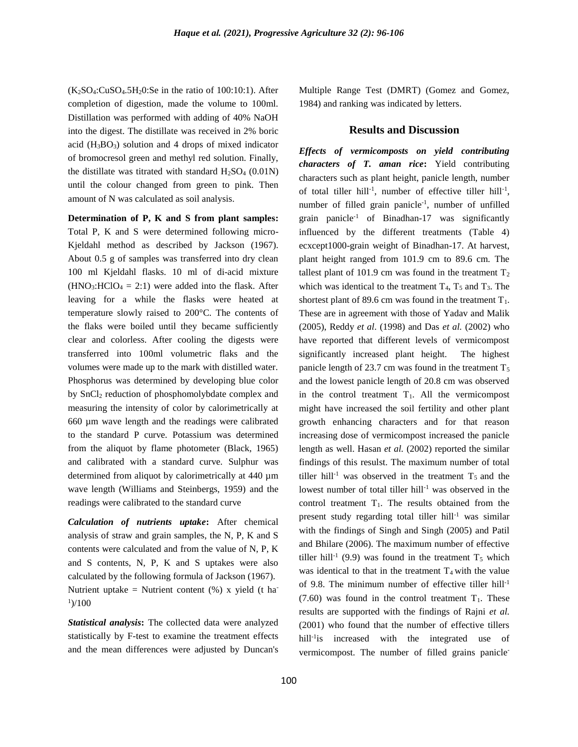($K_2SO_4$:$CuSO_4.5H_20$:Se in the ratio of 100:10:1). After completion of digestion, made the volume to 100ml. Distillation was performed with adding of 40% NaOH into the digest. The distillate was received in 2% boric acid ($H_3BO_3$) solution and 4 drops of mixed indicator of bromocresol green and methyl red solution. Finally, the distillate was titrated with standard $H_2SO_4$ (0.01N) until the colour changed from green to pink. Then amount of N was calculated as soil analysis.

**Determination of P, K and S from plant samples:** Total P, K and S were determined following micro-Kjeldahl method as described by Jackson (1967). About 0.5 g of samples was transferred into dry clean 100 ml Kjeldahl flasks. 10 ml of di-acid mixture ($HNO_3$:$HClO_4$ = 2:1) were added into the flask. After leaving for a while the flasks were heated at temperature slowly raised to 200°C. The contents of the flaks were boiled until they became sufficiently clear and colorless. After cooling the digests were transferred into 100ml volumetric flaks and the volumes were made up to the mark with distilled water. Phosphorus was determined by developing blue color by $SnCl_2$ reduction of phosphomolybdate complex and measuring the intensity of color by calorimetrically at 660 µm wave length and the readings were calibrated to the standard P curve. Potassium was determined from the aliquot by flame photometer (Black, 1965) and calibrated with a standard curve. Sulphur was determined from aliquot by calorimetrically at 440 µm wave length (Williams and Steinbergs, 1959) and the readings were calibrated to the standard curve

***Calculation of nutrients uptake*:** After chemical analysis of straw and grain samples, the N, P, K and S contents were calculated and from the value of N, P, K and S contents, N, P, K and S uptakes were also calculated by the following formula of Jackson (1967).

Nutrient uptake = Nutrient content (%) x yield (t $ha^{-1}$)/100

***Statistical analysis*:** The collected data were analyzed statistically by F-test to examine the treatment effects and the mean differences were adjusted by Duncan's Multiple Range Test (DMRT) (Gomez and Gomez, 1984) and ranking was indicated by letters.

## Results and Discussion

***Effects of vermicomposts on yield contributing characters of T. aman rice*:** Yield contributing characters such as plant height, panicle length, number of total tiller $hill^{-1}$, number of effective tiller $hill^{-1}$, number of filled grain $panicle^{-1}$, number of unfilled grain $panicle^{-1}$ of Binadhan-17 was significantly influenced by the different treatments (Table 4) ecxcept1000-grain weight of Binadhan-17. At harvest, plant height ranged from 101.9 cm to 89.6 cm. The tallest plant of 101.9 cm was found in the treatment $T_2$ which was identical to the treatment $T_4$, $T_5$ and $T_3$. The shortest plant of 89.6 cm was found in the treatment $T_1$. These are in agreement with those of Yadav and Malik (2005), Reddy *et al*. (1998) and Das *et al.* (2002) who have reported that different levels of vermicompost significantly increased plant height. The highest panicle length of 23.7 cm was found in the treatment $T_5$ and the lowest panicle length of 20.8 cm was observed in the control treatment $T_1$. All the vermicompost might have increased the soil fertility and other plant growth enhancing characters and for that reason increasing dose of vermicompost increased the panicle length as well. Hasan *et al.* (2002) reported the similar findings of this resulst. The maximum number of total tiller $hill^{-1}$ was observed in the treatment $T_5$ and the lowest number of total tiller $hill^{-1}$ was observed in the control treatment $T_1$. The results obtained from the present study regarding total tiller $hill^{-1}$ was similar with the findings of Singh and Singh (2005) and Patil and Bhilare (2006). The maximum number of effective tiller $hill^{-1}$ (9.9) was found in the treatment $T_5$ which was identical to that in the treatment $T_4$ with the value of 9.8. The minimum number of effective tiller $hill^{-1}$ (7.60) was found in the control treatment $T_1$. These results are supported with the findings of Rajni *et al.* (2001) who found that the number of effective tillers $hill^{-1}$is increased with the integrated use of vermicompost. The number of filled grains panicle-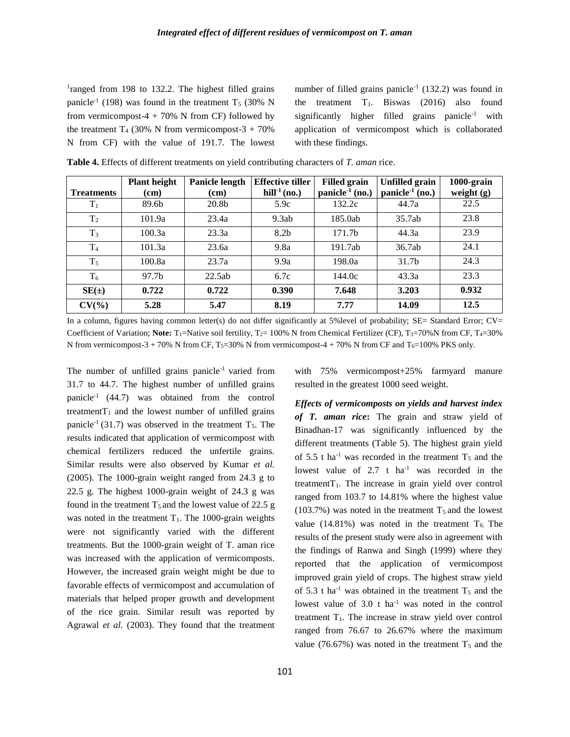$^{-1}$ranged from 198 to 132.2. The highest filled grains panicle$^{-1}$ (198) was found in the treatment $T_5$ (30% N from vermicompost-4 + 70% N from CF) followed by the treatment $T_4$ (30% N from vermicompost-3 + 70% N from CF) with the value of 191.7. The lowest number of filled grains panicle$^{-1}$ (132.2) was found in the treatment $T_1$. Biswas (2016) also found significantly higher filled grains panicle$^{-1}$ with application of vermicompost which is collaborated with these findings.

**Table 4.** Effects of different treatments on yield contributing characters of *T. aman* rice.

| Treatments | Plant height (cm) | Panicle length (cm) | Effective tiller hill$^{-1}$ (no.) | Filled grain panicle$^{-1}$ (no.) | Unfilled grain panicle$^{-1}$ (no.) | 1000-grain weight (g) |
|---|---|---|---|---|---|---|
| $T_1$ | 89.6b | 20.8b | 5.9c | 132.2c | 44.7a | 22.5 |
| $T_2$ | 101.9a | 23.4a | 9.3ab | 185.0ab | 35.7ab | 23.8 |
| $T_3$ | 100.3a | 23.3a | 8.2b | 171.7b | 44.3a | 23.9 |
| $T_4$ | 101.3a | 23.6a | 9.8a | 191.7ab | 36.7ab | 24.1 |
| $T_5$ | 100.8a | 23.7a | 9.9a | 198.0a | 31.7b | 24.3 |
| $T_6$ | 97.7b | 22.5ab | 6.7c | 144.0c | 43.3a | 23.3 |
| **SE(±)** | **0.722** | **0.722** | **0.390** | **7.648** | **3.203** | **0.932** |
| **CV(%)** | **5.28** | **5.47** | **8.19** | **7.77** | **14.09** | **12.5** |

In a column, figures having common letter(s) do not differ significantly at 5%level of probability; SE= Standard Error; CV= Coefficient of Variation; **Note:** $T_1$=Native soil fertility, $T_2$= 100% N from Chemical Fertilizer (CF), $T_3$=70%N from CF, $T_4$=30% N from vermicompost-3 + 70% N from CF, $T_5$=30% N from vermicompost-4 + 70% N from CF and $T_6$=100% PKS only.

The number of unfilled grains panicle$^{-1}$ varied from 31.7 to 44.7. The highest number of unfilled grains panicle$^{-1}$ (44.7) was obtained from the control treatment$T_1$ and the lowest number of unfilled grains panicle$^{-1}$ (31.7) was observed in the treatment $T_5$. The results indicated that application of vermicompost with chemical fertilizers reduced the unfertile grains. Similar results were also observed by Kumar *et al.* (2005). The 1000-grain weight ranged from 24.3 g to 22.5 g. The highest 1000-grain weight of 24.3 g was found in the treatment $T_5$ and the lowest value of 22.5 g was noted in the treatment $T_1$. The 1000-grain weights were not significantly varied with the different treatments. But the 1000-grain weight of T. aman rice was increased with the application of vermicomposts. However, the increased grain weight might be due to favorable effects of vermicompost and accumulation of materials that helped proper growth and development of the rice grain. Similar result was reported by Agrawal *et al.* (2003). They found that the treatment with 75% vermicompost+25% farmyard manure resulted in the greatest 1000 seed weight.

***Effects of vermicomposts on yields and harvest index of T. aman rice*:** The grain and straw yield of Binadhan-17 was significantly influenced by the different treatments (Table 5). The highest grain yield of 5.5 t ha$^{-1}$ was recorded in the treatment $T_5$ and the lowest value of 2.7 t ha$^{-1}$ was recorded in the treatment$T_1$. The increase in grain yield over control ranged from 103.7 to 14.81% where the highest value (103.7%) was noted in the treatment $T_5$ and the lowest value (14.81%) was noted in the treatment $T_6$. The results of the present study were also in agreement with the findings of Ranwa and Singh (1999) where they reported that the application of vermicompost improved grain yield of crops. The highest straw yield of 5.3 t ha$^{-1}$ was obtained in the treatment $T_5$ and the lowest value of 3.0 t ha$^{-1}$ was noted in the control treatment $T_1$. The increase in straw yield over control ranged from 76.67 to 26.67% where the maximum value (76.67%) was noted in the treatment $T_5$ and the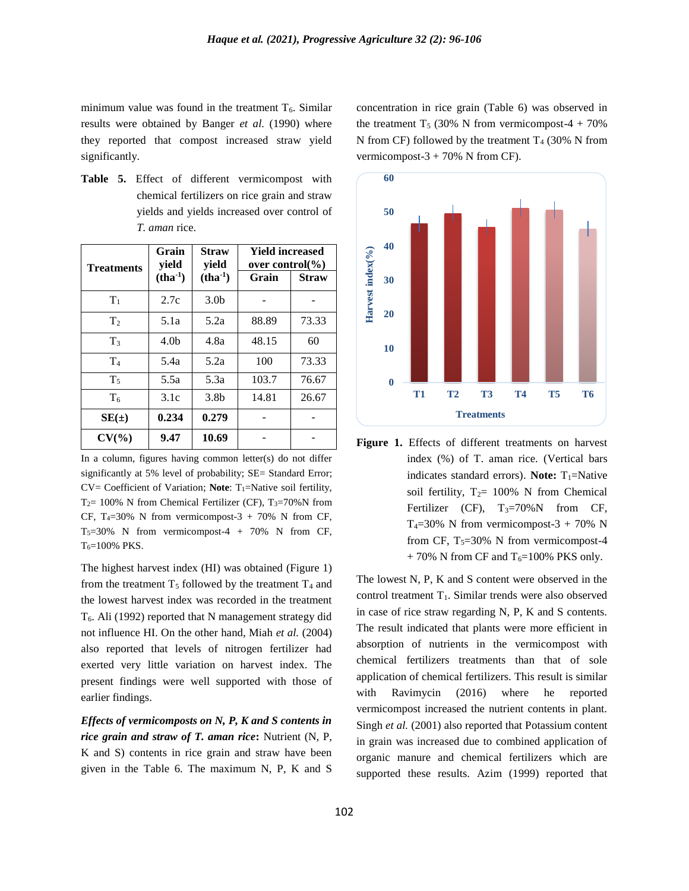minimum value was found in the treatment $T_6$. Similar results were obtained by Banger *et al.* (1990) where they reported that compost increased straw yield significantly.

**Table 5.** Effect of different vermicompost with chemical fertilizers on rice grain and straw yields and yields increased over control of *T. aman* rice.

| Treatments | Grain yield ($tha^{-1}$) | Straw yield ($tha^{-1}$) | Yield increased over control(%) | |
|---|---|---|---|---|
| | | | Grain | Straw |
| $T_1$ | 2.7c | 3.0b | - | - |
| $T_2$ | 5.1a | 5.2a | 88.89 | 73.33 |
| $T_3$ | 4.0b | 4.8a | 48.15 | 60 |
| $T_4$ | 5.4a | 5.2a | 100 | 73.33 |
| $T_5$ | 5.5a | 5.3a | 103.7 | 76.67 |
| $T_6$ | 3.1c | 3.8b | 14.81 | 26.67 |
| **SE(±)** | **0.234** | **0.279** | - | - |
| **CV(%)** | **9.47** | **10.69** | - | - |

In a column, figures having common letter(s) do not differ significantly at 5% level of probability; SE= Standard Error; CV= Coefficient of Variation; **Note**: $T_1$=Native soil fertility, $T_2$= 100% N from Chemical Fertilizer (CF), $T_3$=70%N from CF, $T_4$=30% N from vermicompost-3 + 70% N from CF, $T_5$=30% N from vermicompost-4 + 70% N from CF, $T_6$=100% PKS.

The highest harvest index (HI) was obtained (Figure 1) from the treatment $T_5$ followed by the treatment $T_4$ and the lowest harvest index was recorded in the treatment $T_6$. Ali (1992) reported that N management strategy did not influence HI. On the other hand, Miah *et al.* (2004) also reported that levels of nitrogen fertilizer had exerted very little variation on harvest index. The present findings were well supported with those of earlier findings.

***Effects of vermicomposts on N, P, K and S contents in rice grain and straw of T. aman rice*:** Nutrient (N, P, K and S) contents in rice grain and straw have been given in the Table 6. The maximum N, P, K and S concentration in rice grain (Table 6) was observed in the treatment $T_5$ (30% N from vermicompost-4 + 70% N from CF) followed by the treatment $T_4$ (30% N from vermicompost-3 + 70% N from CF).

**Figure 1.** Effects of different treatments on harvest index (%) of T. aman rice. (Vertical bars indicates standard errors). **Note:** $T_1$=Native soil fertility, $T_2$= 100% N from Chemical Fertilizer (CF), $T_3$=70%N from CF, $T_4$=30% N from vermicompost-3 + 70% N from CF, $T_5$=30% N from vermicompost-4 + 70% N from CF and $T_6$=100% PKS only.

The lowest N, P, K and S content were observed in the control treatment $T_1$. Similar trends were also observed in case of rice straw regarding N, P, K and S contents. The result indicated that plants were more efficient in absorption of nutrients in the vermicompost with chemical fertilizers treatments than that of sole application of chemical fertilizers. This result is similar with Ravimycin (2016) where he reported vermicompost increased the nutrient contents in plant. Singh *et al.* (2001) also reported that Potassium content in grain was increased due to combined application of organic manure and chemical fertilizers which are supported these results. Azim (1999) reported that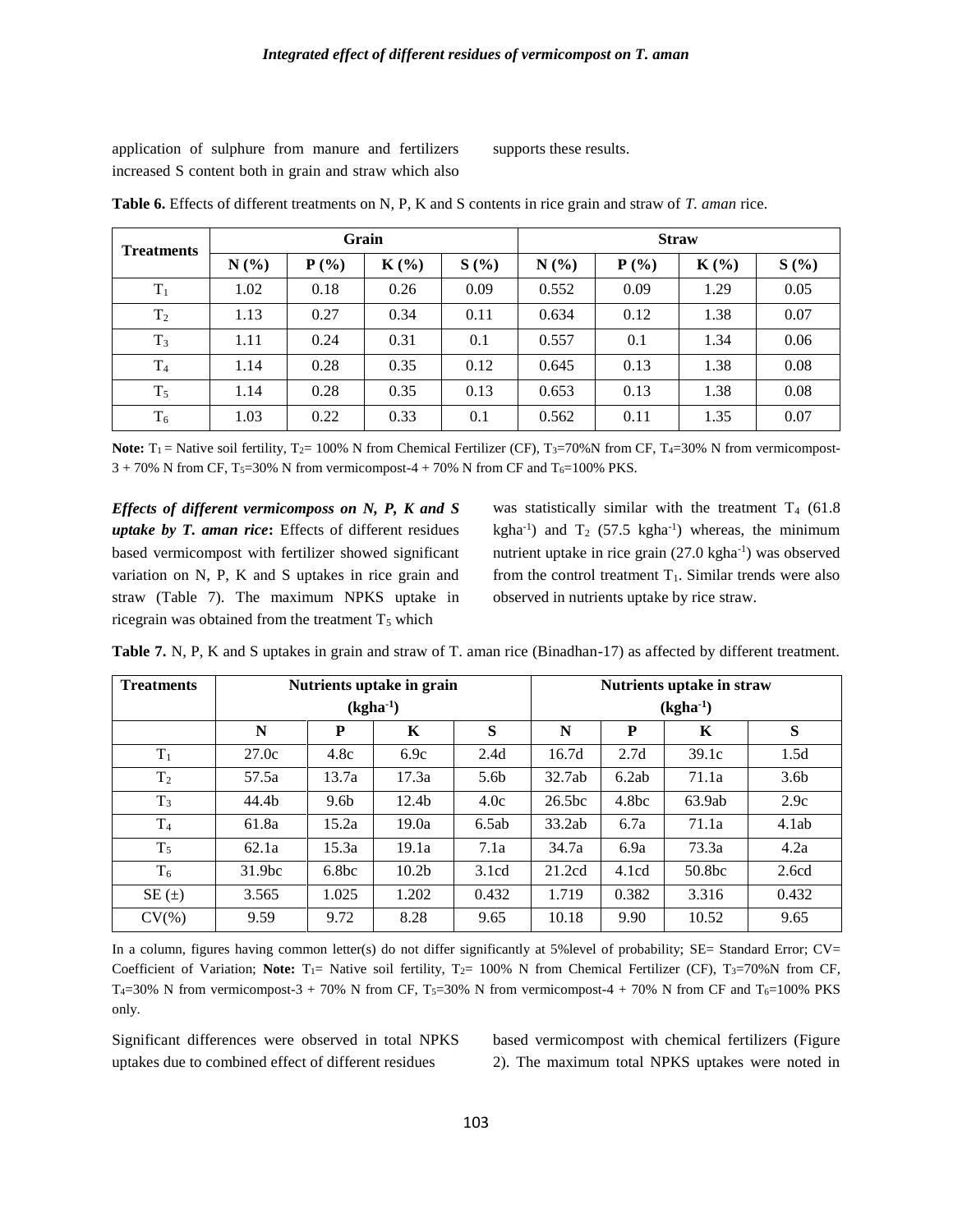application of sulphure from manure and fertilizers increased S content both in grain and straw which also supports these results.

**Table 6.** Effects of different treatments on N, P, K and S contents in rice grain and straw of *T. aman* rice.

| Treatments | Grain | | | | Straw | | | |
|---|---|---|---|---|---|---|---|---|
| | N (%) | P (%) | K (%) | S (%) | N (%) | P (%) | K (%) | S (%) |
| $T_1$ | 1.02 | 0.18 | 0.26 | 0.09 | 0.552 | 0.09 | 1.29 | 0.05 |
| $T_2$ | 1.13 | 0.27 | 0.34 | 0.11 | 0.634 | 0.12 | 1.38 | 0.07 |
| $T_3$ | 1.11 | 0.24 | 0.31 | 0.1 | 0.557 | 0.1 | 1.34 | 0.06 |
| $T_4$ | 1.14 | 0.28 | 0.35 | 0.12 | 0.645 | 0.13 | 1.38 | 0.08 |
| $T_5$ | 1.14 | 0.28 | 0.35 | 0.13 | 0.653 | 0.13 | 1.38 | 0.08 |
| $T_6$ | 1.03 | 0.22 | 0.33 | 0.1 | 0.562 | 0.11 | 1.35 | 0.07 |

**Note:** $T_1$ = Native soil fertility, $T_2$= 100% N from Chemical Fertilizer (CF), $T_3$=70%N from CF, $T_4$=30% N from vermicompost-3 + 70% N from CF, $T_5$=30% N from vermicompost-4 + 70% N from CF and $T_6$=100% PKS.

***Effects of different vermicomposs on N, P, K and S uptake by T. aman rice*:** Effects of different residues based vermicompost with fertilizer showed significant variation on N, P, K and S uptakes in rice grain and straw (Table 7). The maximum NPKS uptake in ricegrain was obtained from the treatment $T_5$ which was statistically similar with the treatment $T_4$ (61.8 kgha$^{-1}$) and $T_2$ (57.5 kgha$^{-1}$) whereas, the minimum nutrient uptake in rice grain (27.0 kgha$^{-1}$) was observed from the control treatment $T_1$. Similar trends were also observed in nutrients uptake by rice straw.

**Table 7.** N, P, K and S uptakes in grain and straw of T. aman rice (Binadhan-17) as affected by different treatment.

| Treatments | Nutrients uptake in grain (kgha$^{-1}$) | | | | Nutrients uptake in straw (kgha$^{-1}$) | | | |
|---|---|---|---|---|---|---|---|---|
| | N | P | K | S | N | P | K | S |
| $T_1$ | 27.0c | 4.8c | 6.9c | 2.4d | 16.7d | 2.7d | 39.1c | 1.5d |
| $T_2$ | 57.5a | 13.7a | 17.3a | 5.6b | 32.7ab | 6.2ab | 71.1a | 3.6b |
| $T_3$ | 44.4b | 9.6b | 12.4b | 4.0c | 26.5bc | 4.8bc | 63.9ab | 2.9c |
| $T_4$ | 61.8a | 15.2a | 19.0a | 6.5ab | 33.2ab | 6.7a | 71.1a | 4.1ab |
| $T_5$ | 62.1a | 15.3a | 19.1a | 7.1a | 34.7a | 6.9a | 73.3a | 4.2a |
| $T_6$ | 31.9bc | 6.8bc | 10.2b | 3.1cd | 21.2cd | 4.1cd | 50.8bc | 2.6cd |
| SE (±) | 3.565 | 1.025 | 1.202 | 0.432 | 1.719 | 0.382 | 3.316 | 0.432 |
| CV(%) | 9.59 | 9.72 | 8.28 | 9.65 | 10.18 | 9.90 | 10.52 | 9.65 |

In a column, figures having common letter(s) do not differ significantly at 5%level of probability; SE= Standard Error; CV= Coefficient of Variation; **Note:** $T_1$= Native soil fertility, $T_2$= 100% N from Chemical Fertilizer (CF), $T_3$=70%N from CF, $T_4$=30% N from vermicompost-3 + 70% N from CF, $T_5$=30% N from vermicompost-4 + 70% N from CF and $T_6$=100% PKS only.

Significant differences were observed in total NPKS uptakes due to combined effect of different residues based vermicompost with chemical fertilizers (Figure 2). The maximum total NPKS uptakes were noted in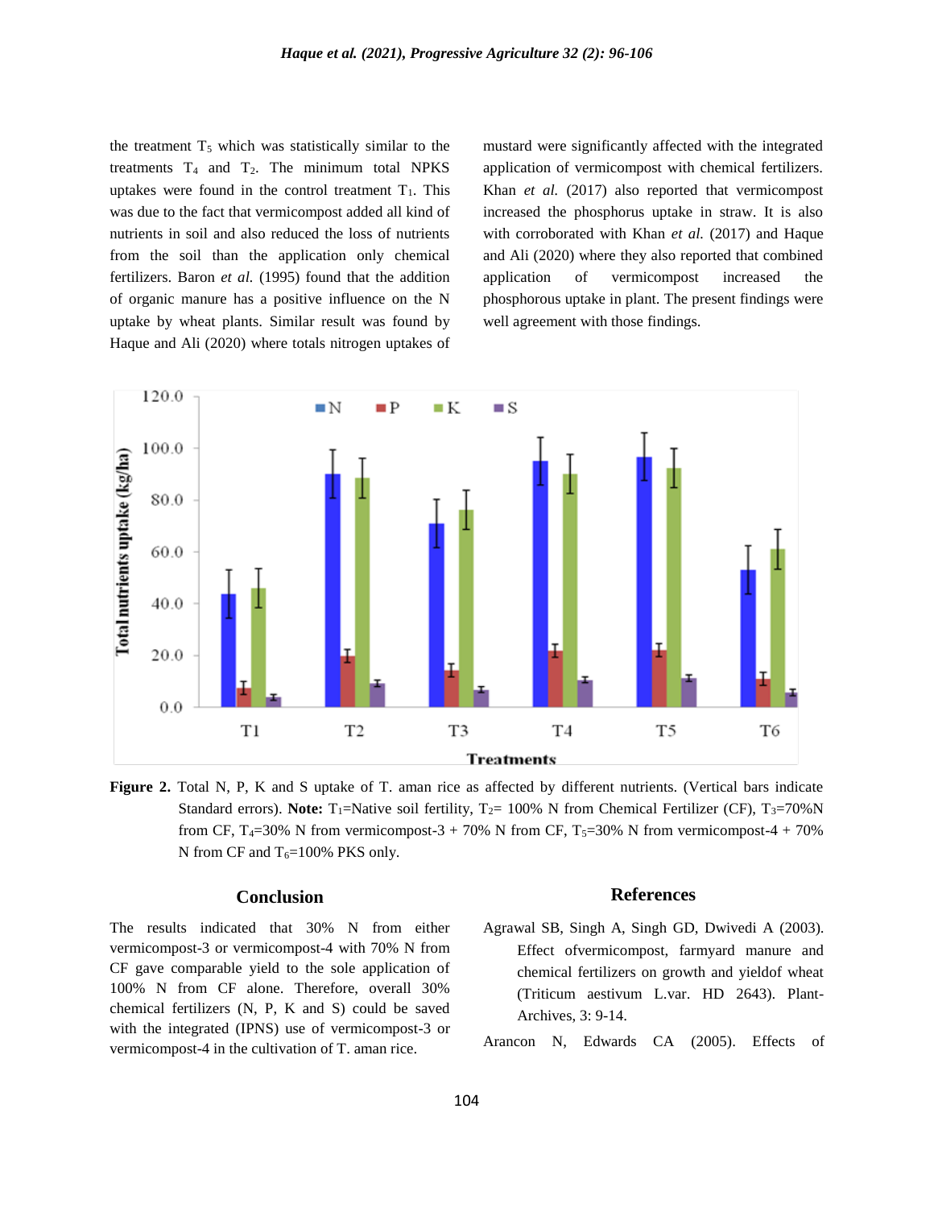the treatment $T_5$ which was statistically similar to the treatments $T_4$ and $T_2$. The minimum total NPKS uptakes were found in the control treatment $T_1$. This was due to the fact that vermicompost added all kind of nutrients in soil and also reduced the loss of nutrients from the soil than the application only chemical fertilizers. Baron *et al.* (1995) found that the addition of organic manure has a positive influence on the N uptake by wheat plants. Similar result was found by Haque and Ali (2020) where totals nitrogen uptakes of mustard were significantly affected with the integrated application of vermicompost with chemical fertilizers. Khan *et al.* (2017) also reported that vermicompost increased the phosphorus uptake in straw. It is also with corroborated with Khan *et al.* (2017) and Haque and Ali (2020) where they also reported that combined application of vermicompost increased the phosphorous uptake in plant. The present findings were well agreement with those findings.

**Figure 2.** Total N, P, K and S uptake of T. aman rice as affected by different nutrients. (Vertical bars indicate Standard errors). **Note:** $T_1$=Native soil fertility, $T_2$= 100% N from Chemical Fertilizer (CF), $T_3$=70%N from CF, $T_4$=30% N from vermicompost-3 + 70% N from CF, $T_5$=30% N from vermicompost-4 + 70% N from CF and $T_6$=100% PKS only.

## Conclusion

The results indicated that 30% N from either vermicompost-3 or vermicompost-4 with 70% N from CF gave comparable yield to the sole application of 100% N from CF alone. Therefore, overall 30% chemical fertilizers (N, P, K and S) could be saved with the integrated (IPNS) use of vermicompost-3 or vermicompost-4 in the cultivation of T. aman rice.

## References

Agrawal SB, Singh A, Singh GD, Dwivedi A (2003). Effect ofvermicompost, farmyard manure and chemical fertilizers on growth and yieldof wheat (Triticum aestivum L.var. HD 2643). Plant-Archives, 3: 9-14.

Arancon N, Edwards CA (2005). Effects of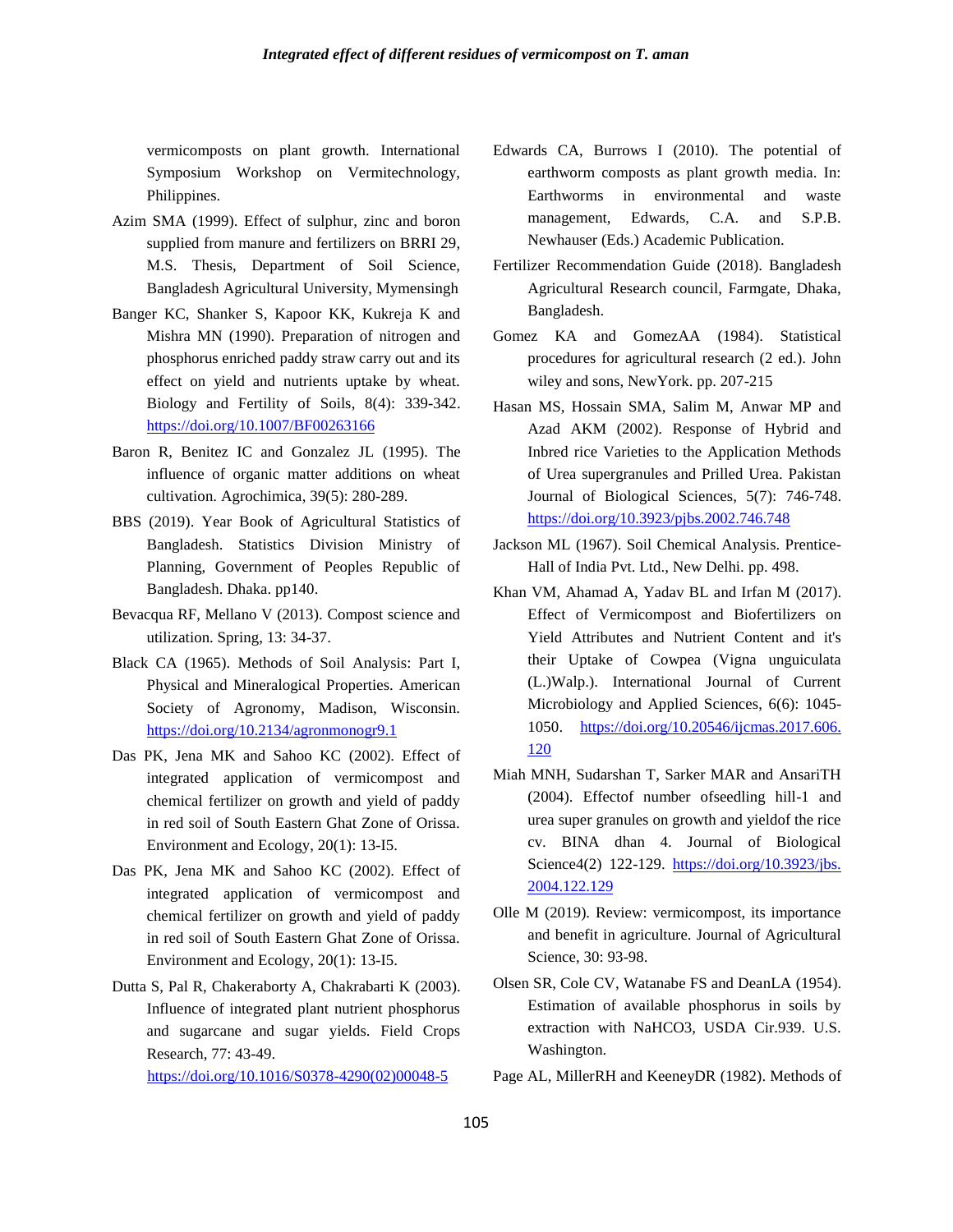vermicomposts on plant growth. International Symposium Workshop on Vermitechnology, Philippines.

Azim SMA (1999). Effect of sulphur, zinc and boron supplied from manure and fertilizers on BRRI 29, M.S. Thesis, Department of Soil Science, Bangladesh Agricultural University, Mymensingh

Banger KC, Shanker S, Kapoor KK, Kukreja K and Mishra MN (1990). Preparation of nitrogen and phosphorus enriched paddy straw carry out and its effect on yield and nutrients uptake by wheat. Biology and Fertility of Soils, 8(4): 339-342. https://doi.org/10.1007/BF00263166

Baron R, Benitez IC and Gonzalez JL (1995). The influence of organic matter additions on wheat cultivation. Agrochimica, 39(5): 280-289.

BBS (2019). Year Book of Agricultural Statistics of Bangladesh. Statistics Division Ministry of Planning, Government of Peoples Republic of Bangladesh. Dhaka. pp140.

Bevacqua RF, Mellano V (2013). Compost science and utilization. Spring, 13: 34-37.

Black CA (1965). Methods of Soil Analysis: Part I, Physical and Mineralogical Properties. American Society of Agronomy, Madison, Wisconsin. https://doi.org/10.2134/agronmonogr9.1

Das PK, Jena MK and Sahoo KC (2002). Effect of integrated application of vermicompost and chemical fertilizer on growth and yield of paddy in red soil of South Eastern Ghat Zone of Orissa. Environment and Ecology, 20(1): 13-I5.

Das PK, Jena MK and Sahoo KC (2002). Effect of integrated application of vermicompost and chemical fertilizer on growth and yield of paddy in red soil of South Eastern Ghat Zone of Orissa. Environment and Ecology, 20(1): 13-I5.

Dutta S, Pal R, Chakeraborty A, Chakrabarti K (2003). Influence of integrated plant nutrient phosphorus and sugarcane and sugar yields. Field Crops Research, 77: 43-49. https://doi.org/10.1016/S0378-4290(02)00048-5

Edwards CA, Burrows I (2010). The potential of earthworm composts as plant growth media. In: Earthworms in environmental and waste management, Edwards, C.A. and S.P.B. Newhauser (Eds.) Academic Publication.

Fertilizer Recommendation Guide (2018). Bangladesh Agricultural Research council, Farmgate, Dhaka, Bangladesh.

Gomez KA and GomezAA (1984). Statistical procedures for agricultural research (2 ed.). John wiley and sons, NewYork. pp. 207-215

Hasan MS, Hossain SMA, Salim M, Anwar MP and Azad AKM (2002). Response of Hybrid and Inbred rice Varieties to the Application Methods of Urea supergranules and Prilled Urea. Pakistan Journal of Biological Sciences, 5(7): 746-748. https://doi.org/10.3923/pjbs.2002.746.748

Jackson ML (1967). Soil Chemical Analysis. Prentice-Hall of India Pvt. Ltd., New Delhi. pp. 498.

Khan VM, Ahamad A, Yadav BL and Irfan M (2017). Effect of Vermicompost and Biofertilizers on Yield Attributes and Nutrient Content and it's their Uptake of Cowpea (Vigna unguiculata (L.)Walp.). International Journal of Current Microbiology and Applied Sciences, 6(6): 1045-1050. https://doi.org/10.20546/ijcmas.2017.606.120

Miah MNH, Sudarshan T, Sarker MAR and AnsariTH (2004). Effectof number ofseedling hill-1 and urea super granules on growth and yieldof the rice cv. BINA dhan 4. Journal of Biological Science4(2) 122-129. https://doi.org/10.3923/jbs.2004.122.129

Olle M (2019). Review: vermicompost, its importance and benefit in agriculture. Journal of Agricultural Science, 30: 93-98.

Olsen SR, Cole CV, Watanabe FS and DeanLA (1954). Estimation of available phosphorus in soils by extraction with $NaHCO_3$, USDA Cir.939. U.S. Washington.

Page AL, MillerRH and KeeneyDR (1982). Methods of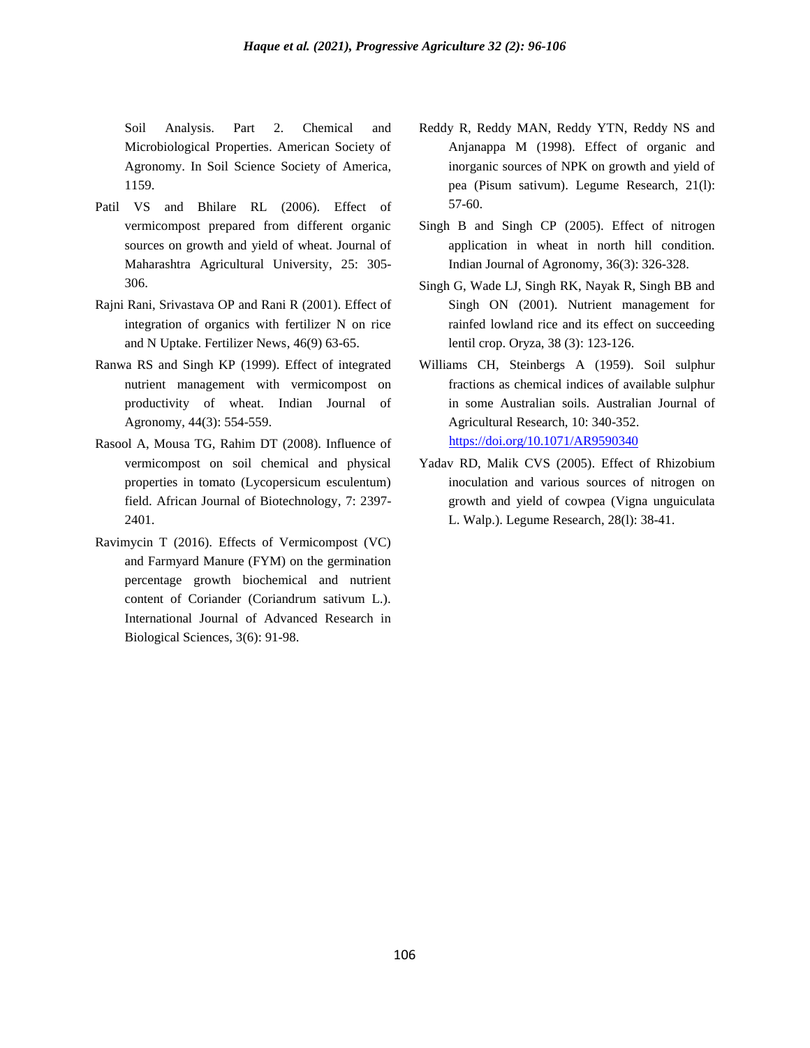Soil Analysis. Part 2. Chemical and Microbiological Properties. American Society of Agronomy. In Soil Science Society of America, 1159.

Patil VS and Bhilare RL (2006). Effect of vermicompost prepared from different organic sources on growth and yield of wheat. Journal of Maharashtra Agricultural University, 25: 305-306.

Rajni Rani, Srivastava OP and Rani R (2001). Effect of integration of organics with fertilizer N on rice and N Uptake. Fertilizer News, 46(9) 63-65.

Ranwa RS and Singh KP (1999). Effect of integrated nutrient management with vermicompost on productivity of wheat. Indian Journal of Agronomy, 44(3): 554-559.

Rasool A, Mousa TG, Rahim DT (2008). Influence of vermicompost on soil chemical and physical properties in tomato (Lycopersicum esculentum) field. African Journal of Biotechnology, 7: 2397-2401.

Ravimycin T (2016). Effects of Vermicompost (VC) and Farmyard Manure (FYM) on the germination percentage growth biochemical and nutrient content of Coriander (Coriandrum sativum L.). International Journal of Advanced Research in Biological Sciences, 3(6): 91-98.

Reddy R, Reddy MAN, Reddy YTN, Reddy NS and Anjanappa M (1998). Effect of organic and inorganic sources of NPK on growth and yield of pea (Pisum sativum). Legume Research, 21(l): 57-60.

Singh B and Singh CP (2005). Effect of nitrogen application in wheat in north hill condition. Indian Journal of Agronomy, 36(3): 326-328.

Singh G, Wade LJ, Singh RK, Nayak R, Singh BB and Singh ON (2001). Nutrient management for rainfed lowland rice and its effect on succeeding lentil crop. Oryza, 38 (3): 123-126.

Williams CH, Steinbergs A (1959). Soil sulphur fractions as chemical indices of available sulphur in some Australian soils. Australian Journal of Agricultural Research, 10: 340-352. https://doi.org/10.1071/AR9590340

Yadav RD, Malik CVS (2005). Effect of Rhizobium inoculation and various sources of nitrogen on growth and yield of cowpea (Vigna unguiculata L. Walp.). Legume Research, 28(l): 38-41.